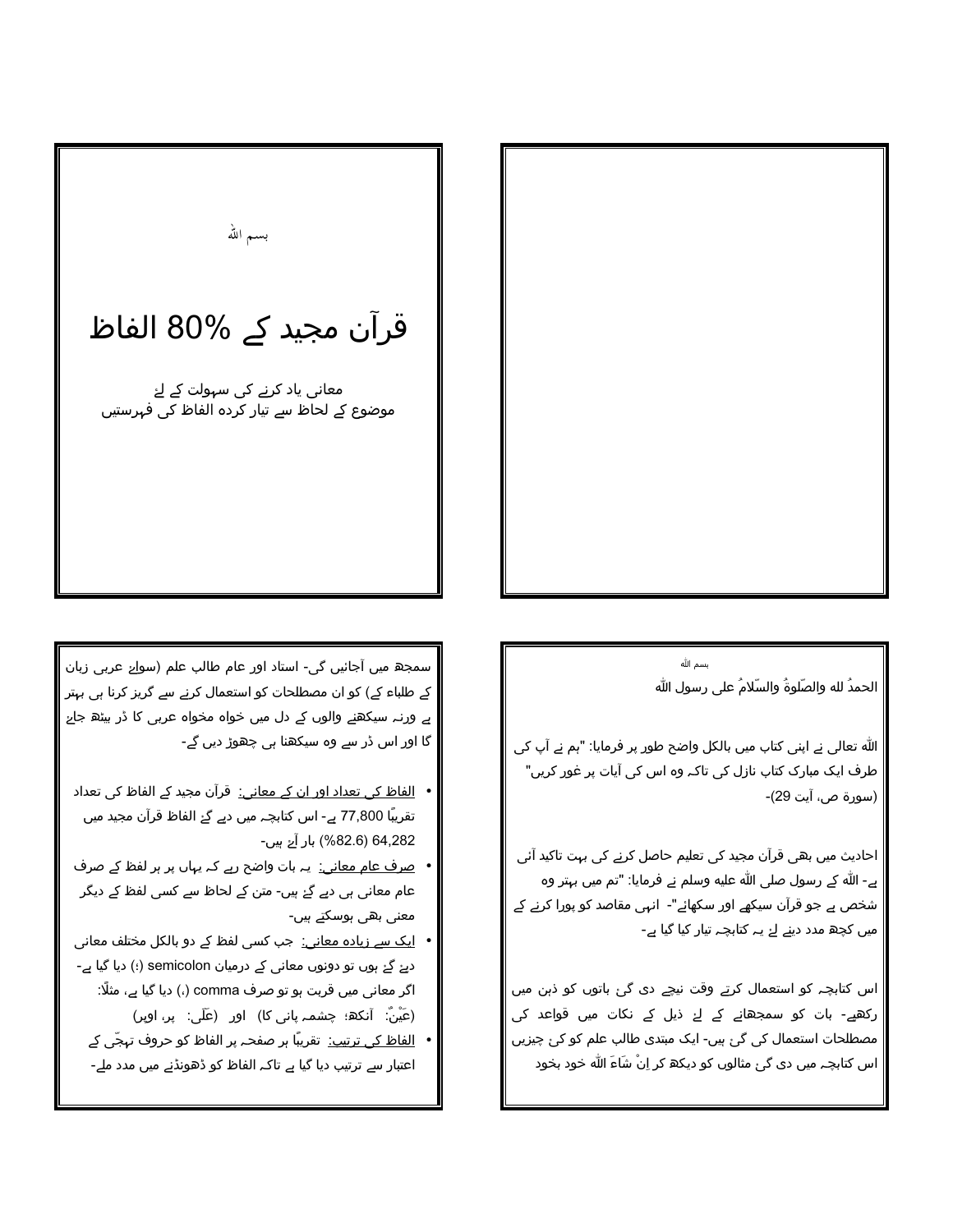بسم اللہ

# قرآن مجید کے 80% الفاظ

معانی یاد کرنے کی سہولت کے لئے
موضوع کے لحاظ سے تیار کردہ الفاظ کی فہرستیں

بسم اللہ

الحمدُ للہ والصّلوٰۃُ والسّلامُ علی رسول اللہ

اللہ تعالی نے اپنی کتاب میں بالکل واضح طور پر فرمایا: "ہم نے آپ کی طرف ایک مبارک کتاب نازل کی تاکہ وہ اس کی آیات پر غور کریں" (سورۃ ص، آیت 29)-

احادیث میں بھی قرآن مجید کی تعلیم حاصل کرنے کی بہت تاکید آئی ہے- اللہ کے رسول صلی اللہ علیہ وسلم نے فرمایا: "تم میں بہتر وہ شخص ہے جو قرآن سیکھے اور سکھائے"- انہی مقاصد کو پورا کرنے کے میں کچھ مدد دینے لئے یہ کتابچہ تیار کیا گیا ہے-

اس کتابچہ کو استعمال کرتے وقت نیچے دی گئ باتوں کو ذہن میں رکھیے- بات کو سمجھانے کے لئے ذیل کے نکات میں قواعد کی مصطلحات استعمال کی گئ ہیں- ایک مبتدی طالب علم کو کئ چیزیں اس کتابچہ میں دی گئ مثالوں کو دیکھ کر اِنْ شَاءَ اللہ خود بخود سمجھ میں آجائیں گی- استاد اور عام طالب علم (سوائے عربی زبان کے طلباء کے) کو ان مصطلحات کو استعمال کرنے سے گریز کرنا ہی بہتر ہے ورنہ سیکھنے والوں کے دل میں خواہ مخواہ عربی کا ڈر بیٹھ جائے گا اور اس ڈر سے وہ سیکھنا ہی چھوڑ دیں گے-

- الفاظ کی تعداد اور ان کے معانی: قرآن مجید کے الفاظ کی تعداد تقریبًا 77,800 ہے- اس کتابچہ میں دیے گئے الفاظ قرآن مجید میں 64,282 (82.6%) بار آئے ہیں-
- صرف عام معانی: یہ بات واضح رہے کہ یہاں پر ہر لفظ کے صرف عام معانی ہی دیے گئے ہیں- متن کے لحاظ سے کسی لفظ کے دیگر معنی بھی ہوسکتے ہیں-
- ایک سے زیادہ معانی: جب کسی لفظ کے دو بالکل مختلف معانی دیئے گئے ہوں تو دونوں معانی کے درمیان semicolon (؛) دیا گیا ہے- اگر معانی میں قربت ہو تو صرف comma (،) دیا گیا ہے، مثلًا: (عَيْنٌ: آنکھ؛ چشمہ پانی کا) اور (عَلَی: پر، اوپر)
- الفاظ کی ترتیب: تقریبًا ہر صفحہ پر الفاظ کو حروف تہجّی کے اعتبار سے ترتیب دیا گیا ہے تاکہ الفاظ کو ڈھونڈنے میں مدد ملے-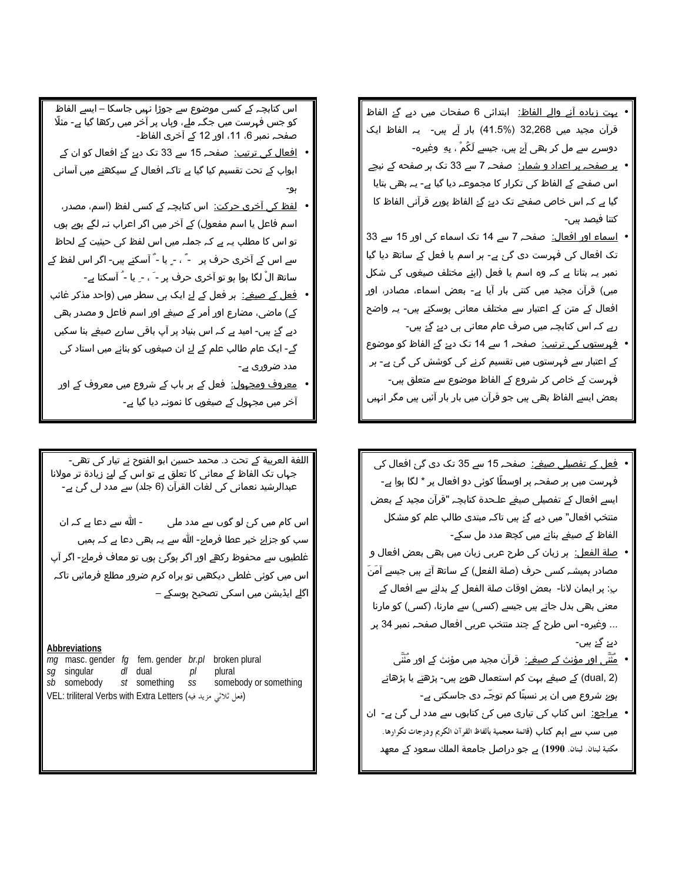- بہت زیادہ آنے والے الفاظ: ابتدائی 6 صفحات میں دیے گئے الفاظ قرآن مجید میں 32,268 (41.5%) بار آئے ہیں- یہ الفاظ ایک دوسرے سے مل کر بھی آئے ہیں، جیسے لَکُمْ ، بِهِ وغیرہ-
- ہر صفحہ پر اعداد و شمار: صفحہ 7 سے 33 تک ہر صفحہ کے نیچے اس صفحے کے الفاظ کی تکرار کا مجموعہ دیا گیا ہے- یہ بھی بتایا گیا ہے کہ اس خاص صفحے تک دیئے گئے الفاظ پورے قرآنی الفاظ کا کتنا فیصد ہیں-
- اسماء اور افعال: صفحہ 7 سے 14 تک اسماء کی اور 15 سے 33 تک افعال کی فہرست دی گئی ہے- ہر اسم یا فعل کے ساتھ دیا گیا نمبر یہ بتاتا ہے کہ وہ اسم یا فعل (اپنے مختلف صیغوں کی شکل میں) قرآن مجید میں کتنی بار آیا ہے- بعض اسماء، مصادر، اور افعال کے متن کے اعتبار سے مختلف معانی ہوسکتے ہیں- یہ واضح رہے کہ اس کتابچہ میں صرف عام معانی ہی دیئے گئے ہیں-
- فہرستوں کی ترتیب: صفحہ 1 سے 14 تک دیئے گئے الفاظ کو موضوع کے اعتبار سے فہرستوں میں تقسیم کرنے کی کوشش کی گئی ہے- ہر فہرست کے خاص کر شروع کے الفاظ موضوع سے متعلق ہیں- بعض ایسے الفاظ بھی ہیں جو قرآن میں بار بار آتے ہیں مگر انہیں

اس کتابچہ کے کسی موضوع سے جوڑا نہیں جاسکا – ایسے الفاظ کو جس فہرست میں جگہ ملے، وہاں پر آخر میں رکھا گیا ہے- مثلًا صفحہ نمبر 6، 11، اور 12 کے آخری الفاظ-

- افعال کی ترتیب: صفحہ 15 سے 33 تک دیئے گئے افعال کو ان کے ابواب کے تحت تقسیم کیا گیا ہے تاکہ افعال کے سیکھنے میں آسانی ہو-
- لفظ کی آخری حرکت: اس کتابچہ کے کسی لفظ (اسم، مصدر، اسم فاعل یا اسم مفعول) کے آخر میں اگر اعراب نہ لگے ہوئے ہوں تو اس کا مطلب یہ ہے کہ جملہ میں اس لفظ کی حیثیت کے لحاظ سے اس کے آخری حرف پر - ً ، - ٍ یا - ٌ آسکتے ہیں- اگر اس لفظ کے ساتھ الْ لگا ہوا ہو تو آخری حرف پر - َ ، - ِ یا - ُ آسکتا ہے-
- فعل کے صیغے: ہر فعل کے لئے ایک ہی سطر میں (واحد مذکر غائب کے) ماضی، مضارع اور أمر کے صیغے اور اسم فاعل و مصدر بھی دیے گئے ہیں- امید ہے کہ اس بنیاد پر آپ باقی سارے صیغے بنا سکیں گے- ایک عام طالب علم کے لئے ان صیغوں کو بنانے میں استاد کی مدد ضروری ہے-
- معروف ومجہول: فعل کے ہر باب کے شروع میں معروف کے اور آخر میں مجہول کے صیغوں کا نمونہ دیا گیا ہے-

- فعل کے تفصیلی صیغے: صفحہ 15 سے 35 تک دی گئی افعال کی فہرست میں ہر صفحہ پر اوسطًا کوئی دو افعال پر * لگا ہوا ہے- ایسے افعال کے تفصیلی صیغے علےحدۃ کتابچہ "قرآن مجید کے بعض منتخب افعال" میں دیے گئے ہیں تاکہ مبتدی طالب علم کو مشکل الفاظ کے صیغے بنانے میں کچھ مدد مل سکے-
- صلۃ الفعل: ہر زبان کی طرح عربی زبان میں بھی بعض افعال و مصادر ہمیشہ کسی حرف (صلۃ الفعل) کے ساتھ آتے ہیں جیسے آمَنَ بِ: پر ایمان لانا- بعض اوقات صلۃ الفعل کے بدلنے سے افعال کے معنی بھی بدل جاتے ہیں جیسے (کسی) سے مارنا، (کسی) کو مارنا ... وغیرہ- اس طرح کے چند منتخب عربی افعال صفحہ نمبر 34 پر دیے گئے ہیں-
- مُثَنَّی اور مؤنث کے صیغے: قرآن مجید میں مؤنث کے اور مُثَنَّی (dual, 2) کے صیغے بہت کم استعمال ہوئے ہیں- پڑھتے یا پڑھاتے ہوئے شروع میں ان پر نسبتًا کم توجّہ دی جاسکتی ہے-
- مراجع: اس کتاب کی تیاری میں کئی کتابوں سے مدد لی گئی ہے- ان میں سب سے اہم کتاب (قائمة معجمية بألفاظ القرآن الكريم ودرجات تكرارها. مكتبة لبنان. لبنان. 1990) ہے جو دراصل جامعۃ الملک سعود کے معهد

اللغة العربية کے تحت د. محمد حسین ابو الفتوح نے تیار کی تھی- جہاں تک الفاظ کے معانی کا تعلق ہے تو اس کے لئے زیادہ تر مولانا عبدالرشید نعمانی کی لغات القرآن (6 جلد) سے مدد لی گئی ہے-

اس کام میں کئی لوگوں سے مدد ملی - اللہ سے دعا ہے کہ ان سب کو جزائے خیر عطا فرمائے- اللہ سے یہ بھی دعا ہے کہ ہمیں غلطیوں سے محفوظ رکھے اور اگر ہوگئی ہوں تو معاف فرمائے- اگر آپ اس میں کوئی غلطی دیکھیں تو براہ کرم ضرور مطلع فرمائیں تاکہ اگلے ایڈیشن میں اسکی تصحیح ہوسکے –

**Abbreviations**

| | | | | | |
|---|---|---|---|---|---|
| *mg* | masc. gender | *fg* | fem. gender | *br.pl* | broken plural |
| *sg* | singular | *dl* | dual | *pl* | plural |
| *sb* | somebody | *st* | something | *ss* | somebody or something |

VEL: triliteral Verbs with Extra Letters (فعل ثلاثي مزيد فيه)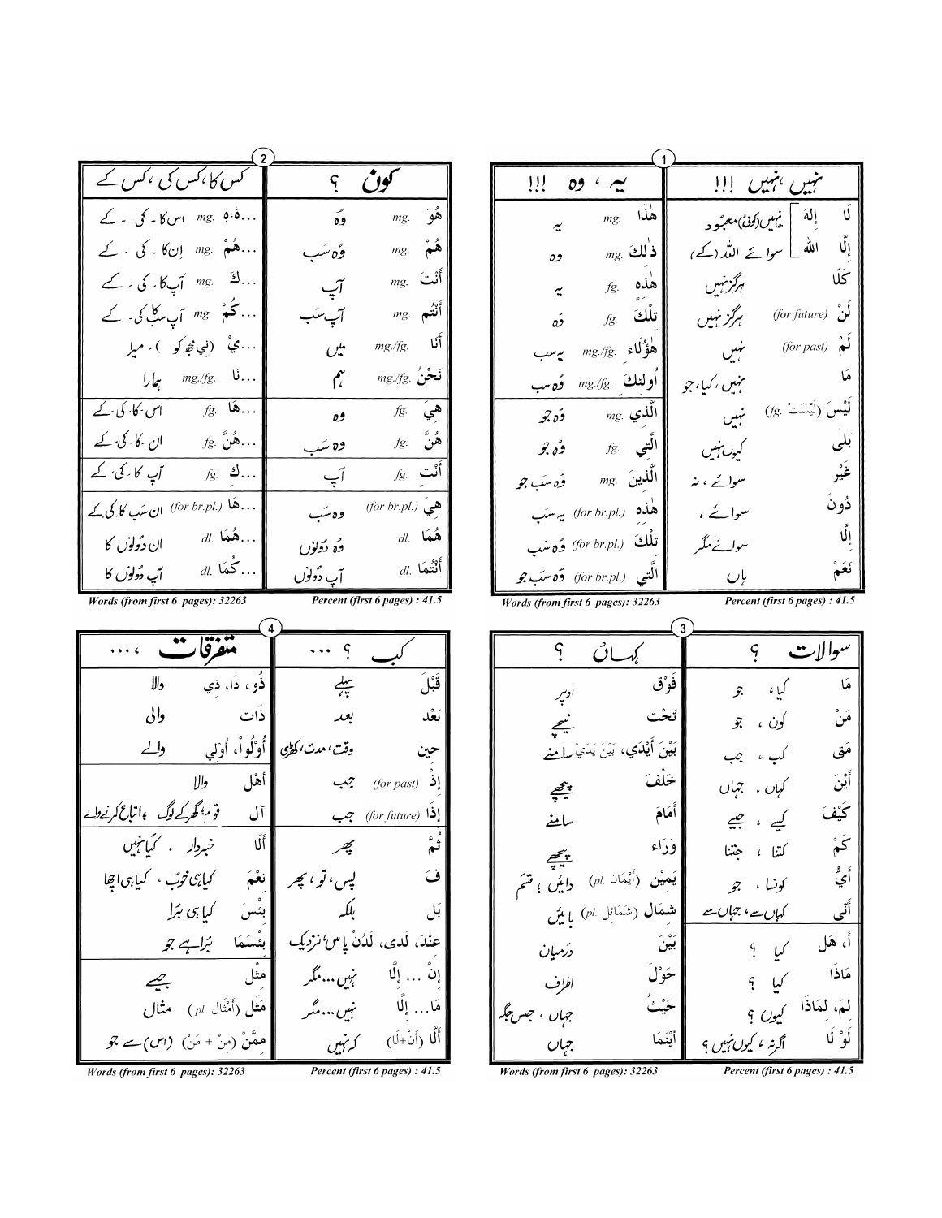## 1

| نہیں ،نہیں !!! | |
|---|---|
| لَا إِلٰهَ | نہیں (کوئی) معبود |
| إِلَّا اللهُ | سوائے اللہ (کے) |
| كَلَّا | ہرگز نہیں |
| لَنْ (for future) | ہرگز نہیں |
| لَمْ (for past) | نہیں |
| مَا | نہیں ، کیا، جو |
| لَيْسَ (لَيْسَتْ .fg) | نہیں |
| بَلٰى | کیوں نہیں |
| غَيْر | سوائے ، نہ |
| دُونَ | سوائے ، |
| إِلَّا | سوائے مگر |
| نَعَمْ | ہاں |

| یہ ، وہ !!! | |
|---|---|
| هٰذَا .mg | یہ |
| ذٰلِكَ .mg | وہ |
| هٰذِه .fg | یہ |
| تِلْكَ .fg | وہ |
| هٰؤُلَاء .mg./fg | یہ سب |
| أُولٰئِكَ .mg./fg | وہ سب |
| الَّذِي .mg | وہ جو |
| الَّتِي .fg | وہ جو |
| الَّذِينَ .mg | وہ سب جو |
| هٰذِه (for br.pl.) | یہ سب |
| تِلْكَ (for br.pl.) | وہ سب |
| الَّتِي (for br.pl.) | وہ سب جو |

Words (from first 6 pages): 32263 — Percent (first 6 pages) : 41.5

## 2

| کون ؟ | |
|---|---|
| هُوَ .mg | وہ |
| هُمْ .mg | وہ سب |
| أَنْتَ .mg | آپ |
| أَنْتُم .mg | آپ سب |
| أَنَا .mg./fg | میں |
| نَحْنُ .mg./fg | ہم |
| هِيَ .fg | وہ |
| هُنَّ .fg | وہ سب |
| أَنْتِ .fg | آپ |
| هِيَ (for br.pl.) | وہ سب |
| هُمَا .dl | وہ دونوں |
| أَنْتُمَا .dl | آپ دونوں |

| کس کا ، کس کی ، کس کے | |
|---|---|
| ...هُ، ـهٖ .mg | اس کا - کی - کے |
| ...هُمْ .mg | ان کا - کی - کے |
| ...كَ .mg | آپ کا - کی - کے |
| ...كُمْ .mg | آپ سب کا - کی - کے |
| ...يْ (نِي مجھ کو) | میرا |
| ...نَا .mg./fg | ہمارا |
| ...هَا .fg | اس - کا - کی - کے |
| ...هُنَّ .fg | ان - کا - کی - کے |
| ...كِ .fg | آپ کا - کی - کے |
| ...هَا (for br.pl.) | ان سب کا کی کے |
| ...هُمَا .dl | ان دونوں کا |
| ...كُمَا .dl | آپ دونوں کا |

Words (from first 6 pages): 32263 — Percent (first 6 pages) : 41.5

## 3

| سوالات ؟ | |
|---|---|
| مَا | کیا ، جو |
| مَنْ | کون ، جو |
| مَتٰى | کب ، جب |
| أَيْنَ | کہاں ، جہاں |
| كَيْفَ | کیسے ، جیسے |
| كَمْ | کتنا ، جتنا |
| أَيُّ | کونسا ، جو |
| أَنّٰى | کہاں سے ، جہاں سے |
| أَ، هَلْ | کیا ؟ |
| مَاذَا | کیا ؟ |
| لِمَ، لِمَاذَا | کیوں ؟ |
| لَوْ لَا | اگر نہ ، کیوں نہیں ؟ |

| کہاں ؟ | |
|---|---|
| فَوْق | اوپر |
| تَحْت | نیچے |
| بَيْنَ أَيْدَي، بَيْنَ يَدَيْ | سامنے |
| خَلْفَ | پیچھے |
| أَمَامَ | سامنے |
| وَرَاء | پیچھے |
| يَمِيْن (أَيْمَان .pl) | دائیں ، قسم |
| شِمَال (شَمَائِل .pl) | بائیں |
| بَيْنَ | درمیان |
| حَوْلَ | اطراف |
| حَيْثُ | جہاں ، جس جگہ |
| أَيْنَمَا | جہاں |

Words (from first 6 pages): 32263 — Percent (first 6 pages) : 41.5

## 4

| کب ؟ ... | |
|---|---|
| قَبْلَ | پہلے |
| بَعْد | بعد |
| حِين | وقت ، مدت ، گھڑی |
| إِذْ (for past) | جب |
| إِذَا (for future) | جب |
| ثُمَّ | پھر |
| فَ | پس ، تو ، پھر |
| بَل | بلکہ |
| عِنْدَ، لَدى، لَدُنْ | پاس ، نزدیک |
| إِنْ ... إِلَّا | نہیں ... مگر |
| مَا ... إِلَّا | نہیں ... مگر |
| أَلَّا (أَنْ+لَا) | کہ نہیں |

| متفرقات ، ... | |
|---|---|
| ذُو، ذَا، ذِي | والا |
| ذَات | والی |
| أُوْلُوا، أُوْلِي | والے |
| أَهْل | والا |
| آل | قوم ، گھر کے لوگ ، اتباع کرنے والے |
| أَلَا | خبردار ، کیا نہیں |
| نِعْمَ | کیا ہی خوب ، کیا ہی اچھا |
| بِئْسَ | کیا ہی برا |
| بِئْسَمَا | برا ہے جو |
| مِثْل | جیسے |
| مَثَل (أَمْثَال .pl) | مثال |
| مِمَّنْ (مِنْ + مَنْ) | (اس) سے جو |

Words (from first 6 pages): 32263 — Percent (first 6 pages) : 41.5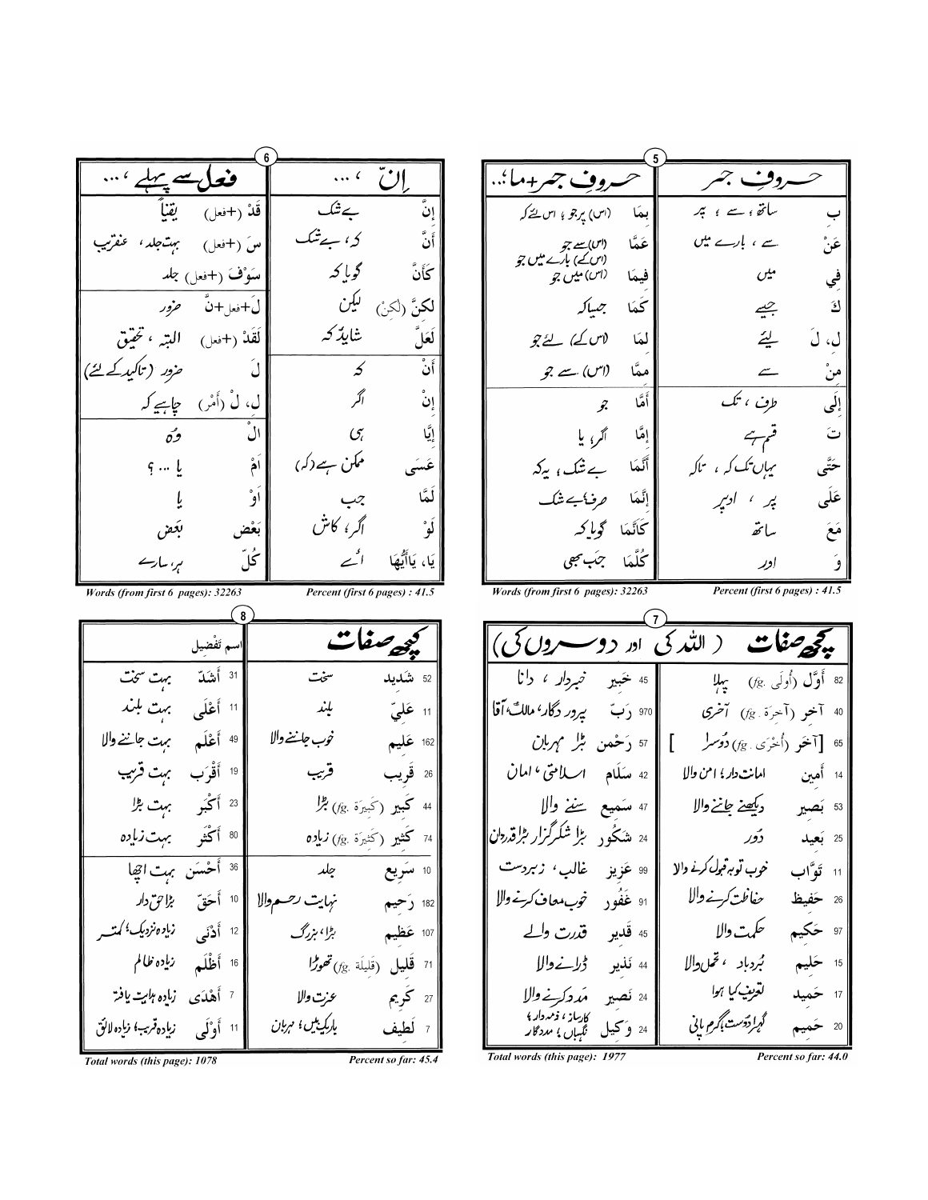## حروفِ جر

| | |
|---|---|
| بِ | ساتھ ، سے ، پر |
| عَنْ | سے ، بارے میں |
| فِي | میں |
| كَ | جیسے |
| لِ، لَ | لیے |
| مِنْ | سے |
| إِلَى | طرف ، تک |
| تَ | قسم ہے |
| حَتَّى | یہاں تک کہ ، تاکہ |
| عَلَى | پر ، اوپر |
| مَعَ | ساتھ |
| وَ | اور |

## حروفِ جر+ما،..

| | |
|---|---|
| بِمَا | (اس) پر جو ، اس لئے کہ |
| عَمَّا | (اس) سے جو، (اس کے) بارے میں جو |
| فِيمَا | (اس) میں جو |
| كَمَا | جیسا کہ |
| لِمَا | (اس کے) لئے جو |
| مِمَّا | (اس) سے جو |
| أَمَّا | جو |
| إِمَّا | اگر، یا |
| أَنَّمَا | بے شک ، یہ کہ |
| إِنَّمَا | صرف، بے شک |
| كَأَنَّمَا | گویا کہ |
| كُلَّمَا | جب بھی |

Words (from first 6 pages): 32263 — Percent (first 6 pages) : 41.5

## إِنَّ ، ...

| | |
|---|---|
| إِنَّ | بے شک |
| أَنَّ | کہ ، بے شک |
| كَأَنَّ | گویا کہ |
| لٰكِنَّ (لٰكِنْ) | لیکن |
| لَعَلَّ | شاید کہ |
| أَنْ | کہ |
| إِنْ | اگر |
| إِيَّا | ہی |
| عَسَى | ممکن ہے (کہ) |
| لَمَّا | جب |
| لَوْ | اگر ، کاش |
| يَا، يَاأَيُّهَا | اے |

## فعل سے پہلے ، ...

| | |
|---|---|
| قَدْ (+فعل) | یقیناً |
| سَ (+فعل) | بہت جلد ، عنقریب |
| سَوْفَ (+فعل) | جلد |
| لَ+فعل+نَّ | ضرور |
| لَقَدْ (+فعل) | البتہ ، تحقیق |
| لَ | ضرور (تاکید کے لئے) |
| لِ، لْ (أَمْر) | چاہیے کہ |
| الْ | وہ |
| أَمْ | یا ... ؟ |
| أَوْ | یا |
| بَعْض | بعض |
| كُلّ | ہر، سارے |

Words (from first 6 pages): 32263 — Percent (first 6 pages) : 41.5

## کچھ صفات ( اللہ کی اور دوسروں کی)

| | | |
|---|---|---|
| 82 | أَوَّل (أُولَى .fg) | پہلا |
| 40 | آخِر (آخِرَة .fg) | آخری |
| 65 | [آخَر (أُخْرَى .fg) | دُوسرا ] |
| 14 | أَمِين | امانت دار ؛ امن والا |
| 53 | بَصِير | دیکھنے جاننے والا |
| 25 | بَعِيد | دُور |
| 11 | تَوَّاب | خوب توبہ قبول کرنے والا |
| 26 | حَفِيظ | حفاظت کرنے والا |
| 97 | حَكِيم | حکمت والا |
| 15 | حَلِيم | بُردبار ، تحمل والا |
| 17 | حَمِيد | تعریف کیا ہوا |
| 20 | حَمِيم | گہرا دوست ؛ گرم پانی |
| 45 | خَبِير | خبردار ، دانا |
| 970 | رَبّ | پرور دگار ، مالک ، آقا |
| 57 | رَحْمٰن | بڑا مہربان |
| 42 | سَلَام | اسلامتی ، امان |
| 47 | سَمِيع | سننے والا |
| 24 | شَكُور | بڑا شکرگزار بڑا قدردان |
| 99 | عَزِيز | غالب ، زبردست |
| 91 | غَفُور | خوب معاف کرنے والا |
| 45 | قَدِير | قدرت والے |
| 44 | نَذِير | ڈرانے والا |
| 24 | نَصِير | مدد کرنے والا |
| 24 | وَكِيل | کارساز ، ذمہ دار ؛ نگہبان ، مددگار |

Total words (this page): 1977 — Percent so far: 44.0

## کچھ صفات

| | | |
|---|---|---|
| 52 | شَدِيد | سخت |
| 11 | عَلِيّ | بلند |
| 162 | عَلِيم | خوب جاننے والا |
| 26 | قَرِيب | قریب |
| 44 | كَبِير (كَبِيرَة .fg) | بڑا |
| 74 | كَثِير (كَثِيرَة .fg) | زیادہ |
| 10 | سَرِيع | جلد |
| 182 | رَحِيم | نہایت رحم والا |
| 107 | عَظِيم | بڑا، بزرگ |
| 71 | قَلِيل (قَلِيلَة .fg) | تھوڑا |
| 27 | كَرِيم | عزت والا |
| 7 | لَطِيف | باریک بین ؛ مہربان |

## اسم تفضیل

| | | |
|---|---|---|
| 31 | أَشَدّ | بہت سخت |
| 11 | أَعْلَى | بہت بلند |
| 49 | أَعْلَم | بہت جاننے والا |
| 19 | أَقْرَب | بہت قریب |
| 23 | أَكْبَر | بہت بڑا |
| 80 | أَكْثَر | بہت زیادہ |
| 36 | أَحْسَن | بہت اچھا |
| 10 | أَحَقّ | بڑا حق دار |
| 12 | أَدْنَى | زیادہ نزدیک ؛ کمتر |
| 16 | أَظْلَم | زیادہ ظالم |
| 7 | أَهْدَى | زیادہ ہدایت یافتہ |
| 11 | أَوْلَى | زیادہ قریب ؛ زیادہ لائق |

Total words (this page): 1078 — Percent so far: 45.4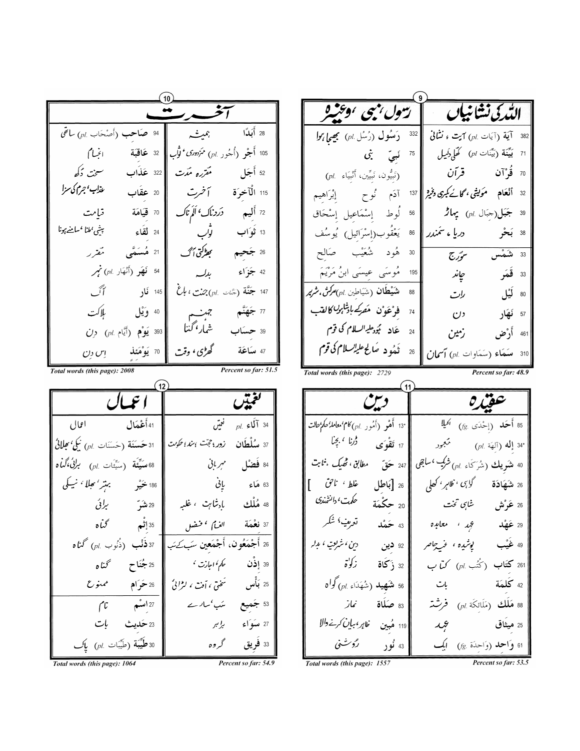## 9

| اللّٰہ کی نشانیاں | | | رسول، نبی، وغیرہ | | |
|---|---|---|---|---|---|
| 382 | آيَة (آيَات pl.) | آیت ، نشانی | 332 | رَسُول (رُسُل pl.) | بھیجا ہوا |
| 71 | بَيِّنَة (بَيِّنَات pl) | کھلی دلیل | 75 | نَبِيّ | نبی |
| 70 | قُرْآن | قرآن | | (نَبِيُّون، نَبِيِّين، أَنْبِيَاء pl.) | |
| 32 | أَنْعَام | مویشی، گائے بکری وغیرہ | 137 | آدَم نُوح إِبْرَاهِيم | |
| 39 | جَبَل (جِبَال pl.) | پہاڑ | 56 | لُوط إِسْمَاعِيل إِسْحَاق | |
| 38 | بَحْر | دریا ، سمندر | 86 | يَعْقُوب (إِسْرَائِيل) يُوسُف | |
| 33 | شَمْس | سورج | 30 | هُود شُعَيْب صَالِح | |
| 33 | قَمَر | چاند | 195 | مُوسَى عِيسَى ابنُ مَرْيَمَ | |
| 80 | لَيْل | رات | 88 | شَيْطَان (شَيَاطِين pl.) | سرکش، شریر |
| 57 | نَهَار | دن | 74 | فِرْعَوْن | مصر کے بادشاہوں کا لقب |
| 461 | أَرْض | زمین | 24 | عَاد | ہُود علیہ السلام کی قوم |
| 310 | سَمَاء (سَمَاوَات pl.) | آسمان | 26 | ثَمُود | صالح علیہ السلام کی قوم |

*Total words (this page): 2729* — *Percent so far: 48.9*

## 10

| آخرت | | | | | |
|---|---|---|---|---|---|
| 28 | أَبَدًا | ہمیشہ | 94 | صَاحِب (أَصْحَاب pl.) | ساتھی |
| 105 | أَجْر (أُجُور pl.) | مزدوری ، ثواب | 32 | عَاقِبَة | انجام |
| 52 | أَجَل | مقررہ مدت | 322 | عَذَاب | سخت دکھ |
| 115 | الْآخِرَة | آخرت | 20 | عِقَاب | عذاب، جرم کی سزا |
| 72 | أَلِيم | دردناک ، الم ناک | 70 | قِيَامَة | قیامت |
| 13 | ثَوَاب | ثواب | 24 | لِقَاء | پیشی، ملنا، سامنے ہونا |
| 26 | جَحِيم | بھڑکتی آگ | 21 | مُسَمًّى | مقرر |
| 42 | جَزَاء | بدلہ | 54 | نَهَر (أَنْهَار pl.) | نہر |
| 147 | جَنَّة (جَنَّات pl.) | جنت ، باغ | 145 | نَار | آگ |
| 77 | جَهَنَّم | جہنم | 40 | وَيْل | ہلاکت |
| 39 | حِسَاب | شمار ، گنتا | 393 | يَوْم (أَيَّام pl.) | دن |
| 47 | سَاعَة | گھڑی ، وقت | 70 | يَوْمَئِذ | اس دن |

*Total words (this page): 2008* — *Percent so far: 51.5*

## 11

| عقیدہ | | | دین | | |
|---|---|---|---|---|---|
| 85 | أَحَد (إِحْدَى fg.) | اکیلا | 13* | أَمْر (أُمُور pl.) | کام، معاملہ، حکم، حالت |
| 34* | إِله (آلِهَة pl.) | معبود | 17 | تَقْوَى | ڈرنا ، بچنا |
| 40 | شَرِيك (شُرَكَاء pl.) | شریک ، ساجھی | 247 | حَقّ | مطابق ، ٹھیک ، ثابت |
| 26 | شَهَادَة | گواہی ، ظاہر ، کھلی | 26 | [بَاطِل | غلط ، ناحق ] |
| 26 | عَرْش | شاہی تخت | 20 | حِكْمَة | حکمت ، دانشمندی |
| 29 | عَهْد | عہد ، معاہدہ | 43 | حَمْد | تعریف ، شکر |
| 49 | غَيْب | پوشیدہ ، غیر حاضر | 92 | دِين | دین ، شریعت ، بدلہ |
| 261 | كِتَاب (كُتُب pl.) | کتاب | 32 | زَكَاة | زکوٰۃ |
| 42 | كَلِمَة | بات | 56 | شَهِيد (شُهَدَاء pl.) | گواہ |
| 88 | مَلَك (مَلَائِكَة pl.) | فرشتہ | 83 | صَلَاة | نماز |
| 25 | مِيثَاق | عہد | 119 | مُبِين | ظاہر، بیان کرنے والا |
| 61 | وَاحِد (وَاحِدَة fg.) | ایک | 43 | نُور | روشنی |

*Total words (this page): 1557* — *Percent so far: 53.5*

## 12

| نعمتیں | | | اعمال | | |
|---|---|---|---|---|---|
| 34 | آلَاء pl. | نعمتیں | 41 | أَعْمَال | اعمال |
| 37 | سُلْطَان | زور، حجت، سند، حکومت | 31 | حَسَنَة (حَسَنَات pl.) | نیکی، بھلائی |
| 84 | فَضْل | مہربانی | 68 | سَيِّئَة (سَيِّئَات pl.) | برائی، گناہ |
| 63 | مَاء | پانی | 186 | خَيْر | بہتر ، بھلا ، نیکی |
| 48 | مُلْك | بادشاہت ، غلبہ | 29 | شَرّ | برائی |
| 37 | نِعْمَة | انعام ، فضل | 35 | إِثْم | گناہ |
| 26 | أَجْمَعُون، أَجْمَعِين | سب کے سب | 37 | ذَنْب (ذُنُوب pl.) | گناہ |
| 39 | إِذْن | حکم، اجازت ، | 25 | جُنَاح | گناہ |
| 25 | بَأْس | سختی ، آفت ، لڑائی | 26 | حَرَام | ممنوع |
| 53 | جَمِيع | سب، سارے | 27 | اِسْم | نام |
| 27 | سَوَاء | برابر | 23 | حَدِيث | بات |
| 33 | فَرِيق | گروہ | 30 | طَيِّبَة (طَيِّبَات pl.) | پاک |

*Total words (this page): 1064* — *Percent so far: 54.9*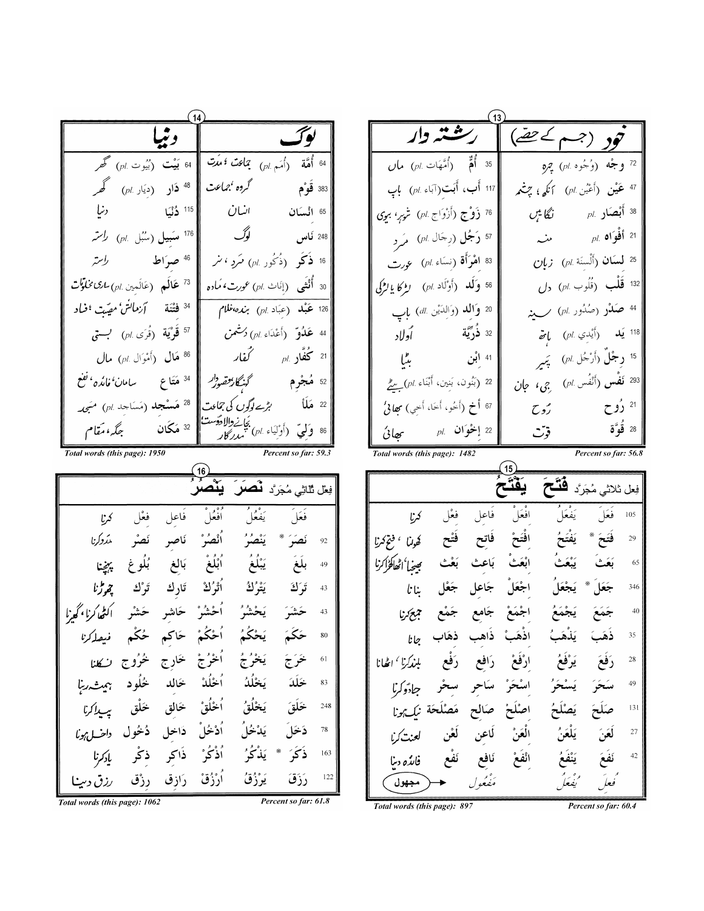## 13

| رشتہ دار | | خود (جسم کے حصے) | |
|---|---|---|---|
| 35 أُمٌّ (أُمَّهَات pl.) | ماں | 72 وَجْه (وُجُوه pl.) | چہرہ |
| 117 أَب، أَبَت (آبَاء pl.) | باپ | 47 عَيْن (أَعْيُن pl.) | آنکھ، چشمہ |
| 76 زَوْج (أَزْوَاج pl.) | شوہر، بیوی | 38 أَبْصَار pl. | نگاہیں |
| 57 رَجُل (رِجَال pl.) | مرد | 21 أَفْوَاه pl. | منہ |
| 83 امْرَأَة (نِسَاء pl.) | عورت | 25 لِسَان (أَلْسِنَة pl.) | زبان |
| 56 وَلَد (أَوْلَاد pl.) | لڑکا یا لڑکی | 132 قَلْب (قُلُوب pl.) | دل |
| 20 وَالِد (وَالِدَيْن dl.) | باپ | 44 صَدْر (صُدُور pl.) | سینہ |
| 32 ذُرِّيَّة | اُولاد | 118 يَد (أَيْدِي pl.) | ہاتھ |
| 41 ابْن | بیٹا | 15 رِجْلٌ (أَرْجُل pl.) | پیر |
| 22 (بَنُون، بَنِين، أَبْنَاء pl.) | بیٹے | 293 نَفْس (أَنْفُس pl.) | جی، جان |
| 67 أَخ (أَخُو، أَخَا، أَخِي) | بھائی | 21 رُوح | رُوح |
| 22 إِخْوَان pl. | بھائی | 28 قُوَّة | قوّت |

Total words (this page): 1482 — Percent so far: 56.8

## 14

| دنیا | | لوگ | |
|---|---|---|---|
| 64 بَيْت (بُيُوت pl.) | گھر | 64 أُمَّة (أُمَم pl.) | جماعت، مدت |
| 48 دَار (دِيَار pl.) | گھر | 383 قَوْم | گروہ، جماعت |
| 115 دُنْيَا | دنیا | 65 إِنْسَان | انسان |
| 176 سَبِيل (سُبُل pl.) | راستہ | 248 نَاس | لوگ |
| 46 صِرَاط | راستہ | 16 ذَكَر (ذُكُور pl.) | مرد، نر |
| 73 عَالَم (عَالَمِين pl.) | ساری مخلوقات | 30 أُنْثَى (إِنَاث pl.) | عورت، مادہ |
| 34 فِتْنَة | آزمائش، مصیبت، فساد | 126 عَبْد (عِبَاد pl.) | بندہ، غلام |
| 57 قَرْيَة (قُرَى pl.) | بستی | 44 عَدُوّ (أَعْدَاء pl.) | دشمن |
| 86 مَال (أَمْوَال pl.) | مال | 21 كُفَّار pl. | کفار |
| 34 مَتَاع | سامان، فائدہ، نفع | 52 مُجْرِم | گنہگار، قصوروار |
| 28 مَسْجِد (مَسَاجِد pl.) | مسجد | 22 مَلَأ | بڑے لوگوں کی جماعت |
| 32 مَكَان | جگہ، مقام | 86 وَلِيّ (أَوْلِيَاء pl.) | بچانے والا، دوست، مددگار |

Total words (this page): 1950 — Percent so far: 59.3

## 15

فِعل ثلاثي مُجَرَّد **فَتَحَ يَفْتَحُ**

| | فَعَلَ | يَفْعَلُ | اِفْعَلْ | فَاعِل | فِعْل | کرنا |
|---|---|---|---|---|---|---|
| 105 | | | | | | |
| 29 | فَتَحَ * | يَفْتَحُ | اِفْتَحْ | فَاتِح | فَتْح | کھولنا، فتح کرنا |
| 65 | بَعَثَ | يَبْعَثُ | اِبْعَثْ | بَاعِث | بَعْث | بھیجنا، اٹھا کھڑا کرنا |
| 346 | جَعَلَ * | يَجْعَلُ | اِجْعَلْ | جَاعِل | جَعْل | بنانا |
| 40 | جَمَعَ | يَجْمَعُ | اِجْمَعْ | جَامِع | جَمْع | جمع کرنا |
| 35 | ذَهَبَ | يَذْهَبُ | اِذْهَبْ | ذَاهِب | ذَهَاب | جانا |
| 28 | رَفَعَ | يَرْفَعُ | اِرْفَعْ | رَافِع | رَفْع | بلند کرنا، اٹھانا |
| 49 | سَحَرَ | يَسْحَرُ | اِسْحَرْ | سَاحِر | سِحْر | جادو کرنا |
| 131 | صَلَحَ | يَصْلَحُ | اِصْلَحْ | صَالِح | مَصْلَحَة | نیک ہونا |
| 27 | لَعَنَ | يَلْعَنُ | اِلْعَنْ | لَاعِن | لَعْن | لعنت کرنا |
| 42 | نَفَعَ | يَنْفَعُ | اِنْفَعْ | نَافِع | نَفْع | فائدہ دینا |
| | فُعِلَ | يُفْعَلُ | | مَفْعُول | | ← مجهول |

Total words (this page): 897 — Percent so far: 60.4

## 16

فِعل ثلاثي مُجَرَّد **نَصَرَ يَنْصُرُ**

| | فَعَلَ | يَفْعُلُ | اُفْعُلْ | فَاعِل | فِعْل | کرنا |
|---|---|---|---|---|---|---|
| 92 | نَصَرَ * | يَنْصُرُ | اُنْصُرْ | نَاصِر | نَصْر | مدد کرنا |
| 49 | بَلَغَ | يَبْلُغُ | اُبْلُغْ | بَالِغ | بُلُوغ | پہنچنا |
| 43 | تَرَكَ | يَتْرُكُ | اُتْرُكْ | تَارِك | تَرْك | چھوڑنا |
| 43 | حَشَرَ | يَحْشُرُ | اُحْشُرْ | حَاشِر | حَشْر | اکٹھا کرنا، گھیرنا |
| 80 | حَكَمَ | يَحْكُمُ | اُحْكُمْ | حَاكِم | حُكْم | فیصلہ کرنا |
| 61 | خَرَجَ | يَخْرُجُ | اُخْرُجْ | خَارِج | خُرُوج | نکلنا |
| 83 | خَلَدَ | يَخْلُدُ | اُخْلُدْ | خَالِد | خُلُود | ہمیشہ رہنا |
| 248 | خَلَقَ | يَخْلُقُ | اُخْلُقْ | خَالِق | خَلْق | پیدا کرنا |
| 78 | دَخَلَ | يَدْخُلُ | اُدْخُلْ | دَاخِل | دُخُول | داخل ہونا |
| 163 | ذَكَرَ * | يَذْكُرُ | اُذْكُرْ | ذَاكِر | ذِكْر | یاد کرنا |
| 122 | رَزَقَ | يَرْزُقُ | اُرْزُقْ | رَازِق | رِزْق | رزق دینا |

Total words (this page): 1062 — Percent so far: 61.8